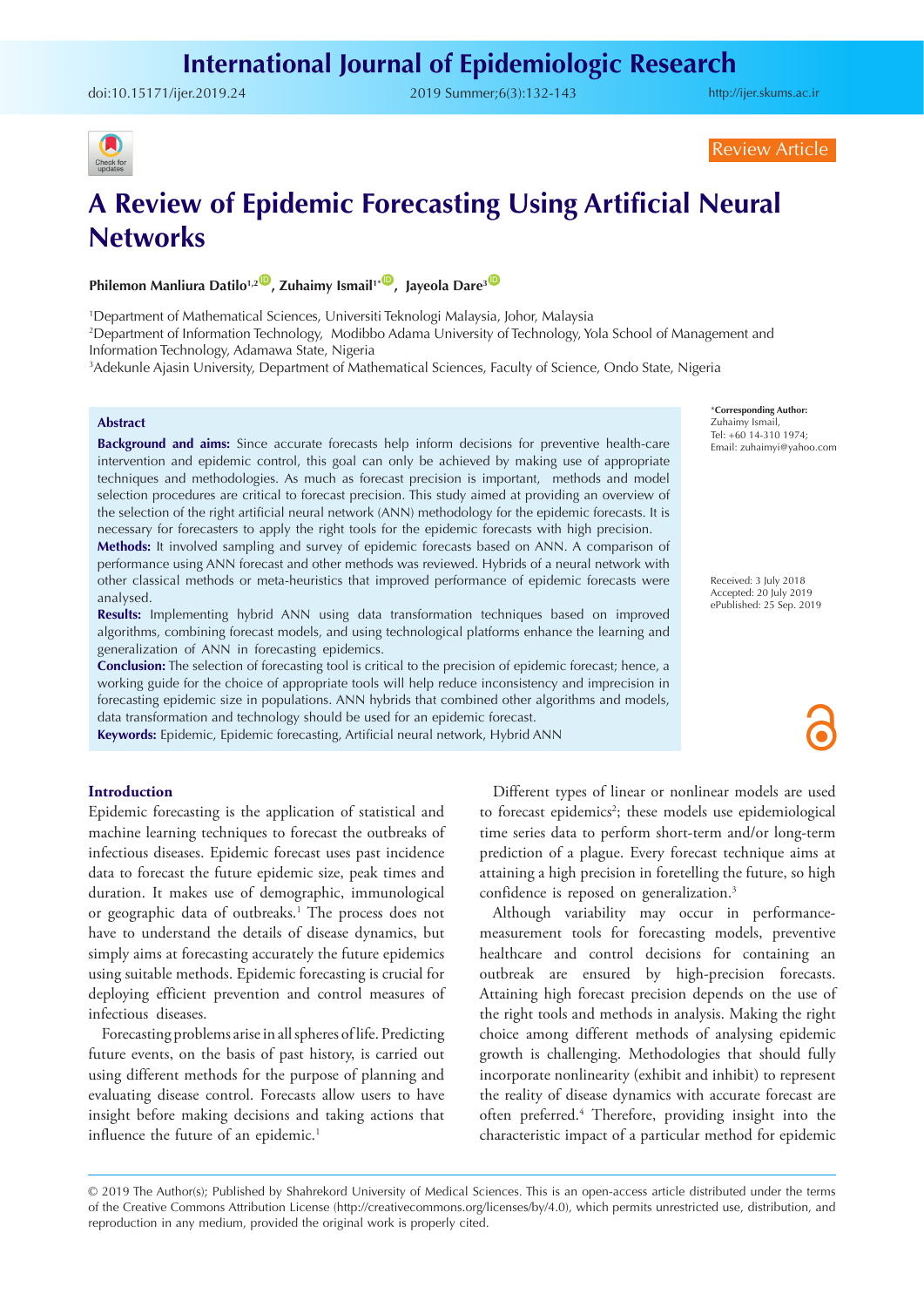Review Article

# A Review of Epidemic Forecasting Using Artificial Neural Networks

**Philemon Manliura Datilo[1,2], Zuhaimy Ismail[1*], Jayeola Dare[3]**

[1]Department of Mathematical Sciences, Universiti Teknologi Malaysia, Johor, Malaysia
[2]Department of Information Technology, Modibbo Adama University of Technology, Yola School of Management and Information Technology, Adamawa State, Nigeria
[3]Adekunle Ajasin University, Department of Mathematical Sciences, Faculty of Science, Ondo State, Nigeria

\*Corresponding Author: Zuhaimy Ismail, Tel: +60 14-310 1974; Email: zuhaimyi@yahoo.com

Received: 3 July 2018
Accepted: 20 July 2019
ePublished: 25 Sep. 2019

## Abstract

**Background and aims:** Since accurate forecasts help inform decisions for preventive health-care intervention and epidemic control, this goal can only be achieved by making use of appropriate techniques and methodologies. As much as forecast precision is important, methods and model selection procedures are critical to forecast precision. This study aimed at providing an overview of the selection of the right artificial neural network (ANN) methodology for the epidemic forecasts. It is necessary for forecasters to apply the right tools for the epidemic forecasts with high precision.

**Methods:** It involved sampling and survey of epidemic forecasts based on ANN. A comparison of performance using ANN forecast and other methods was reviewed. Hybrids of a neural network with other classical methods or meta-heuristics that improved performance of epidemic forecasts were analysed.

**Results:** Implementing hybrid ANN using data transformation techniques based on improved algorithms, combining forecast models, and using technological platforms enhance the learning and generalization of ANN in forecasting epidemics.

**Conclusion:** The selection of forecasting tool is critical to the precision of epidemic forecast; hence, a working guide for the choice of appropriate tools will help reduce inconsistency and imprecision in forecasting epidemic size in populations. ANN hybrids that combined other algorithms and models, data transformation and technology should be used for an epidemic forecast.

**Keywords:** Epidemic, Epidemic forecasting, Artificial neural network, Hybrid ANN

## Introduction

Epidemic forecasting is the application of statistical and machine learning techniques to forecast the outbreaks of infectious diseases. Epidemic forecast uses past incidence data to forecast the future epidemic size, peak times and duration. It makes use of demographic, immunological or geographic data of outbreaks.[1] The process does not have to understand the details of disease dynamics, but simply aims at forecasting accurately the future epidemics using suitable methods. Epidemic forecasting is crucial for deploying efficient prevention and control measures of infectious diseases.

Forecasting problems arise in all spheres of life. Predicting future events, on the basis of past history, is carried out using different methods for the purpose of planning and evaluating disease control. Forecasts allow users to have insight before making decisions and taking actions that influence the future of an epidemic.[1]

Different types of linear or nonlinear models are used to forecast epidemics[2]; these models use epidemiological time series data to perform short-term and/or long-term prediction of a plague. Every forecast technique aims at attaining a high precision in foretelling the future, so high confidence is reposed on generalization.[3]

Although variability may occur in performance-measurement tools for forecasting models, preventive healthcare and control decisions for containing an outbreak are ensured by high-precision forecasts. Attaining high forecast precision depends on the use of the right tools and methods in analysis. Making the right choice among different methods of analysing epidemic growth is challenging. Methodologies that should fully incorporate nonlinearity (exhibit and inhibit) to represent the reality of disease dynamics with accurate forecast are often preferred.[4] Therefore, providing insight into the characteristic impact of a particular method for epidemic

© 2019 The Author(s); Published by Shahrekord University of Medical Sciences. This is an open-access article distributed under the terms of the Creative Commons Attribution License (http://creativecommons.org/licenses/by/4.0), which permits unrestricted use, distribution, and reproduction in any medium, provided the original work is properly cited.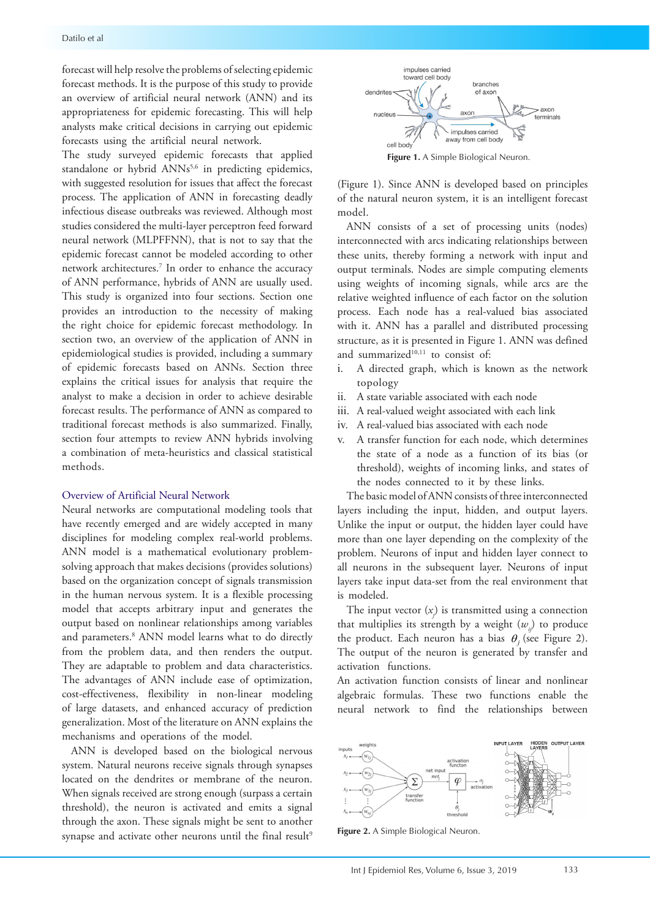forecast will help resolve the problems of selecting epidemic forecast methods. It is the purpose of this study to provide an overview of artificial neural network (ANN) and its appropriateness for epidemic forecasting. This will help analysts make critical decisions in carrying out epidemic forecasts using the artificial neural network.

The study surveyed epidemic forecasts that applied standalone or hybrid ANNs[5,6] in predicting epidemics, with suggested resolution for issues that affect the forecast process. The application of ANN in forecasting deadly infectious disease outbreaks was reviewed. Although most studies considered the multi-layer perceptron feed forward neural network (MLPFFNN), that is not to say that the epidemic forecast cannot be modeled according to other network architectures.[7] In order to enhance the accuracy of ANN performance, hybrids of ANN are usually used. This study is organized into four sections. Section one provides an introduction to the necessity of making the right choice for epidemic forecast methodology. In section two, an overview of the application of ANN in epidemiological studies is provided, including a summary of epidemic forecasts based on ANNs. Section three explains the critical issues for analysis that require the analyst to make a decision in order to achieve desirable forecast results. The performance of ANN as compared to traditional forecast methods is also summarized. Finally, section four attempts to review ANN hybrids involving a combination of meta-heuristics and classical statistical methods.

## Overview of Artificial Neural Network

Neural networks are computational modeling tools that have recently emerged and are widely accepted in many disciplines for modeling complex real-world problems. ANN model is a mathematical evolutionary problem-solving approach that makes decisions (provides solutions) based on the organization concept of signals transmission in the human nervous system. It is a flexible processing model that accepts arbitrary input and generates the output based on nonlinear relationships among variables and parameters.[8] ANN model learns what to do directly from the problem data, and then renders the output. They are adaptable to problem and data characteristics. The advantages of ANN include ease of optimization, cost-effectiveness, flexibility in non-linear modeling of large datasets, and enhanced accuracy of prediction generalization. Most of the literature on ANN explains the mechanisms and operations of the model.

ANN is developed based on the biological nervous system. Natural neurons receive signals through synapses located on the dendrites or membrane of the neuron. When signals received are strong enough (surpass a certain threshold), the neuron is activated and emits a signal through the axon. These signals might be sent to another synapse and activate other neurons until the final result[9] (Figure 1). Since ANN is developed based on principles of the natural neuron system, it is an intelligent forecast model.

**Figure 1.** A Simple Biological Neuron.

ANN consists of a set of processing units (nodes) interconnected with arcs indicating relationships between these units, thereby forming a network with input and output terminals. Nodes are simple computing elements using weights of incoming signals, while arcs are the relative weighted influence of each factor on the solution process. Each node has a real-valued bias associated with it. ANN has a parallel and distributed processing structure, as it is presented in Figure 1. ANN was defined and summarized[10,11] to consist of:

i. A directed graph, which is known as the network topology
ii. A state variable associated with each node
iii. A real-valued weight associated with each link
iv. A real-valued bias associated with each node
v. A transfer function for each node, which determines the state of a node as a function of its bias (or threshold), weights of incoming links, and states of the nodes connected to it by these links.

The basic model of ANN consists of three interconnected layers including the input, hidden, and output layers. Unlike the input or output, the hidden layer could have more than one layer depending on the complexity of the problem. Neurons of input and hidden layer connect to all neurons in the subsequent layer. Neurons of input layers take input data-set from the real environment that is modeled.

The input vector ($x_j$) is transmitted using a connection that multiplies its strength by a weight ($w_{ij}$) to produce the product. Each neuron has a bias $\theta_j$ (see Figure 2). The output of the neuron is generated by transfer and activation functions.

An activation function consists of linear and nonlinear algebraic formulas. These two functions enable the neural network to find the relationships between

**Figure 2.** A Simple Biological Neuron.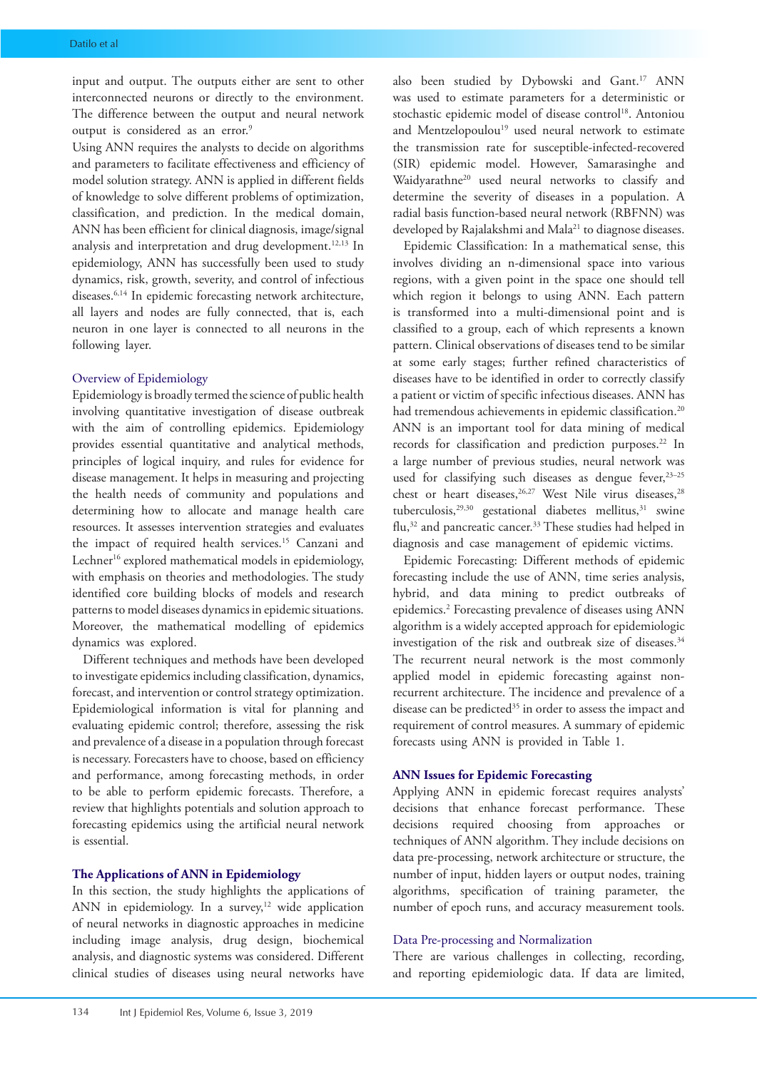input and output. The outputs either are sent to other interconnected neurons or directly to the environment. The difference between the output and neural network output is considered as an error.[9]

Using ANN requires the analysts to decide on algorithms and parameters to facilitate effectiveness and efficiency of model solution strategy. ANN is applied in different fields of knowledge to solve different problems of optimization, classification, and prediction. In the medical domain, ANN has been efficient for clinical diagnosis, image/signal analysis and interpretation and drug development.[12,13] In epidemiology, ANN has successfully been used to study dynamics, risk, growth, severity, and control of infectious diseases.[6,14] In epidemic forecasting network architecture, all layers and nodes are fully connected, that is, each neuron in one layer is connected to all neurons in the following layer.

### Overview of Epidemiology

Epidemiology is broadly termed the science of public health involving quantitative investigation of disease outbreak with the aim of controlling epidemics. Epidemiology provides essential quantitative and analytical methods, principles of logical inquiry, and rules for evidence for disease management. It helps in measuring and projecting the health needs of community and populations and determining how to allocate and manage health care resources. It assesses intervention strategies and evaluates the impact of required health services.[15] Canzani and Lechner[16] explored mathematical models in epidemiology, with emphasis on theories and methodologies. The study identified core building blocks of models and research patterns to model diseases dynamics in epidemic situations. Moreover, the mathematical modelling of epidemics dynamics was explored.

Different techniques and methods have been developed to investigate epidemics including classification, dynamics, forecast, and intervention or control strategy optimization. Epidemiological information is vital for planning and evaluating epidemic control; therefore, assessing the risk and prevalence of a disease in a population through forecast is necessary. Forecasters have to choose, based on efficiency and performance, among forecasting methods, in order to be able to perform epidemic forecasts. Therefore, a review that highlights potentials and solution approach to forecasting epidemics using the artificial neural network is essential.

## The Applications of ANN in Epidemiology

In this section, the study highlights the applications of ANN in epidemiology. In a survey,[12] wide application of neural networks in diagnostic approaches in medicine including image analysis, drug design, biochemical analysis, and diagnostic systems was considered. Different clinical studies of diseases using neural networks have also been studied by Dybowski and Gant.[17] ANN was used to estimate parameters for a deterministic or stochastic epidemic model of disease control[18]. Antoniou and Mentzelopoulou[19] used neural network to estimate the transmission rate for susceptible-infected-recovered (SIR) epidemic model. However, Samarasinghe and Waidyarathne[20] used neural networks to classify and determine the severity of diseases in a population. A radial basis function-based neural network (RBFNN) was developed by Rajalakshmi and Mala[21] to diagnose diseases.

Epidemic Classification: In a mathematical sense, this involves dividing an n-dimensional space into various regions, with a given point in the space one should tell which region it belongs to using ANN. Each pattern is transformed into a multi-dimensional point and is classified to a group, each of which represents a known pattern. Clinical observations of diseases tend to be similar at some early stages; further refined characteristics of diseases have to be identified in order to correctly classify a patient or victim of specific infectious diseases. ANN has had tremendous achievements in epidemic classification.[20] ANN is an important tool for data mining of medical records for classification and prediction purposes.[22] In a large number of previous studies, neural network was used for classifying such diseases as dengue fever,[23–25] chest or heart diseases,[26,27] West Nile virus diseases,[28] tuberculosis,[29,30] gestational diabetes mellitus,[31] swine flu,[32] and pancreatic cancer.[33] These studies had helped in diagnosis and case management of epidemic victims.

Epidemic Forecasting: Different methods of epidemic forecasting include the use of ANN, time series analysis, hybrid, and data mining to predict outbreaks of epidemics.[2] Forecasting prevalence of diseases using ANN algorithm is a widely accepted approach for epidemiologic investigation of the risk and outbreak size of diseases.[34] The recurrent neural network is the most commonly applied model in epidemic forecasting against non-recurrent architecture. The incidence and prevalence of a disease can be predicted[35] in order to assess the impact and requirement of control measures. A summary of epidemic forecasts using ANN is provided in Table 1.

## ANN Issues for Epidemic Forecasting

Applying ANN in epidemic forecast requires analysts' decisions that enhance forecast performance. These decisions required choosing from approaches or techniques of ANN algorithm. They include decisions on data pre-processing, network architecture or structure, the number of input, hidden layers or output nodes, training algorithms, specification of training parameter, the number of epoch runs, and accuracy measurement tools.

### Data Pre-processing and Normalization

There are various challenges in collecting, recording, and reporting epidemiologic data. If data are limited,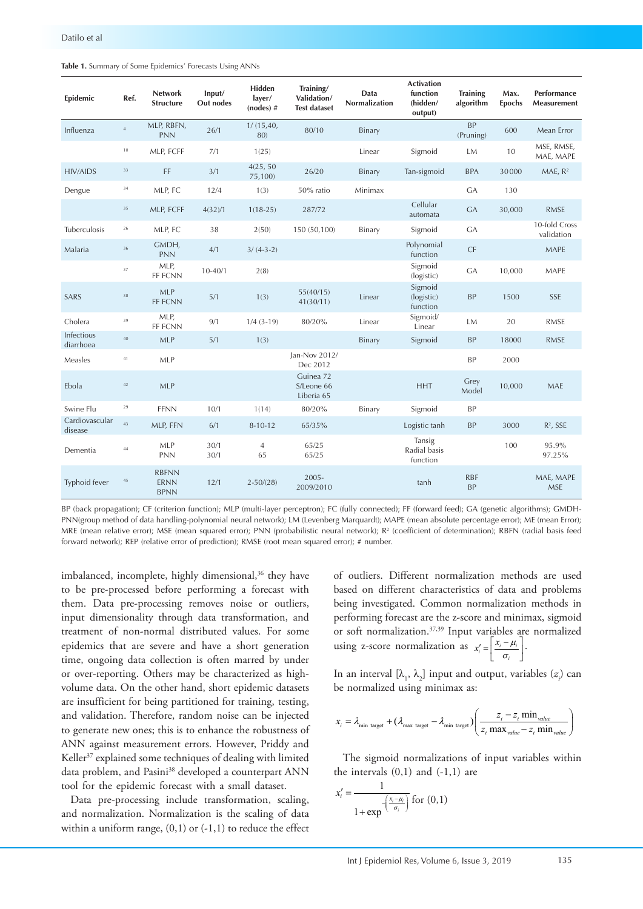**Table 1.** Summary of Some Epidemics' Forecasts Using ANNs

| Epidemic | Ref. | Network Structure | Input/ Out nodes | Hidden layer/ (nodes) # | Training/ Validation/ Test dataset | Data Normalization | Activation function (hidden/ output) | Training algorithm | Max. Epochs | Performance Measurement |
|---|---|---|---|---|---|---|---|---|---|---|
| Influenza | 4 | MLP, RBFN, PNN | 26/1 | 1/ (15,40, 80) | 80/10 | Binary | | BP (Pruning) | 600 | Mean Error |
| | 10 | MLP, FCFF | 7/1 | 1(25) | | Linear | Sigmoid | LM | 10 | MSE, RMSE, MAE, MAPE |
| HIV/AIDS | 33 | FF | 3/1 | 4(25, 50 75,100) | 26/20 | Binary | Tan-sigmoid | BPA | 30000 | MAE, $R^2$ |
| Dengue | 34 | MLP, FC | 12/4 | 1(3) | 50% ratio | Minimax | | GA | 130 | |
| | 35 | MLP, FCFF | 4(32)/1 | 1(18-25) | 287/72 | | Cellular automata | GA | 30,000 | RMSE |
| Tuberculosis | 26 | MLP, FC | 38 | 2(50) | 150 (50,100) | Binary | Sigmoid | GA | | 10-fold Cross validation |
| Malaria | 36 | GMDH, PNN | 4/1 | 3/ (4-3-2) | | | Polynomial function | CF | | MAPE |
| | 37 | MLP, FF FCNN | 10-40/1 | 2(8) | | | Sigmoid (logistic) | GA | 10,000 | MAPE |
| SARS | 38 | MLP FF FCNN | 5/1 | 1(3) | 55(40/15) 41(30/11) | Linear | Sigmoid (logistic) function | BP | 1500 | SSE |
| Cholera | 39 | MLP, FF FCNN | 9/1 | 1/4 (3-19) | 80/20% | Linear | Sigmoid/ Linear | LM | 20 | RMSE |
| Infectious diarrhoea | 40 | MLP | 5/1 | 1(3) | | Binary | Sigmoid | BP | 18000 | RMSE |
| Measles | 41 | MLP | | | Jan-Nov 2012/ Dec 2012 | | | BP | 2000 | |
| Ebola | 42 | MLP | | | Guinea 72 S/Leone 66 Liberia 65 | | HHT | Grey Model | 10,000 | MAE |
| Swine Flu | 29 | FFNN | 10/1 | 1(14) | 80/20% | Binary | Sigmoid | BP | | |
| Cardiovascular disease | 43 | MLP, FFN | 6/1 | 8-10-12 | 65/35% | | Logistic tanh | BP | 3000 | $R^2$, SSE |
| Dementia | 44 | MLP PNN | 30/1 30/1 | 4 65 | 65/25 65/25 | | Tansig Radial basis function | | 100 | 95.9% 97.25% |
| Typhoid fever | 45 | RBFNN ERNN BPNN | 12/1 | 2-50/(28) | 2005-2009/2010 | | tanh | RBF BP | | MAE, MAPE MSE |

BP (back propagation); CF (criterion function); MLP (multi-layer perceptron); FC (fully connected); FF (forward feed); GA (genetic algorithms); GMDH-PNN(group method of data handling-polynomial neural network); LM (Levenberg Marquardt); MAPE (mean absolute percentage error); ME (mean Error); MRE (mean relative error); MSE (mean squared error); PNN (probabilistic neural network); $R^2$ (coefficient of determination); RBFN (radial basis feed forward network); REP (relative error of prediction); RMSE (root mean squared error); # number.

imbalanced, incomplete, highly dimensional,[36] they have to be pre-processed before performing a forecast with them. Data pre-processing removes noise or outliers, input dimensionality through data transformation, and treatment of non-normal distributed values. For some epidemics that are severe and have a short generation time, ongoing data collection is often marred by under or over-reporting. Others may be characterized as high-volume data. On the other hand, short epidemic datasets are insufficient for being partitioned for training, testing, and validation. Therefore, random noise can be injected to generate new ones; this is to enhance the robustness of ANN against measurement errors. However, Priddy and Keller[37] explained some techniques of dealing with limited data problem, and Pasini[38] developed a counterpart ANN tool for the epidemic forecast with a small dataset.

Data pre-processing include transformation, scaling, and normalization. Normalization is the scaling of data within a uniform range, (0,1) or (-1,1) to reduce the effect of outliers. Different normalization methods are used based on different characteristics of data and problems being investigated. Common normalization methods in performing forecast are the z-score and minimax, sigmoid or soft normalization.[37,39] Input variables are normalized using z-score normalization as $x_i' = \left[\frac{x_i - \mu_i}{\sigma_i}\right]$.

In an interval $[\lambda_1, \lambda_2]$ input and output, variables ($z_i$) can be normalized using minimax as:

$$x_i = \lambda_{\min\ \text{target}} + (\lambda_{\max\ \text{target}} - \lambda_{\min\ \text{target}})\left(\frac{z_i - z_i \min_{value}}{z_i \max_{value} - z_i \min_{value}}\right)$$

The sigmoid normalizations of input variables within the intervals (0,1) and (-1,1) are

$$x_i' = \frac{1}{1 + \exp^{-\left(\frac{x_i - \mu_i}{\sigma_i}\right)}} \text{ for } (0,1)$$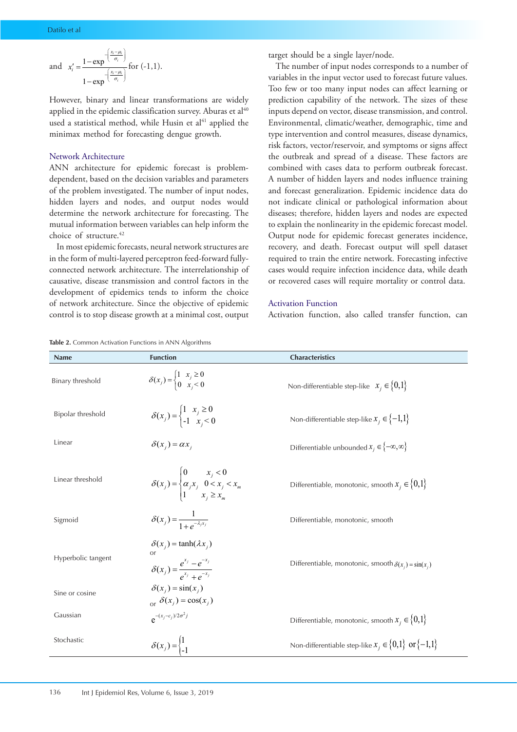and $x_i' = \dfrac{1-\exp^{-\left(\frac{x_i-\mu_i}{\sigma_i}\right)}}{1-\exp^{-\left(\frac{x_i-\mu_i}{\sigma_i}\right)}}$ for (-1,1).

However, binary and linear transformations are widely applied in the epidemic classification survey. Aburas et al[40] used a statistical method, while Husin et al[41] applied the minimax method for forecasting dengue growth.

### Network Architecture

ANN architecture for epidemic forecast is problem-dependent, based on the decision variables and parameters of the problem investigated. The number of input nodes, hidden layers and nodes, and output nodes would determine the network architecture for forecasting. The mutual information between variables can help inform the choice of structure.[42]

In most epidemic forecasts, neural network structures are in the form of multi-layered perceptron feed-forward fully-connected network architecture. The interrelationship of causative, disease transmission and control factors in the development of epidemics tends to inform the choice of network architecture. Since the objective of epidemic control is to stop disease growth at a minimal cost, output target should be a single layer/node.

The number of input nodes corresponds to a number of variables in the input vector used to forecast future values. Too few or too many input nodes can affect learning or prediction capability of the network. The sizes of these inputs depend on vector, disease transmission, and control. Environmental, climatic/weather, demographic, time and type intervention and control measures, disease dynamics, risk factors, vector/reservoir, and symptoms or signs affect the outbreak and spread of a disease. These factors are combined with cases data to perform outbreak forecast. A number of hidden layers and nodes influence training and forecast generalization. Epidemic incidence data do not indicate clinical or pathological information about diseases; therefore, hidden layers and nodes are expected to explain the nonlinearity in the epidemic forecast model. Output node for epidemic forecast generates incidence, recovery, and death. Forecast output will spell dataset required to train the entire network. Forecasting infective cases would require infection incidence data, while death or recovered cases will require mortality or control data.

### Activation Function

Activation function, also called transfer function, can

**Table 2.** Common Activation Functions in ANN Algorithms

| Name | Function | Characteristics |
|---|---|---|
| Binary threshold | $\delta(x_j)=\begin{cases}1 & x_j \geq 0\\ 0 & x_j < 0\end{cases}$ | Non-differentiable step-like $x_j \in \{0,1\}$ |
| Bipolar threshold | $\delta(x_j)=\begin{cases}1 & x_j \geq 0\\ -1 & x_j < 0\end{cases}$ | Non-differentiable step-like $x_j \in \{-1,1\}$ |
| Linear | $\delta(x_j)=\alpha x_j$ | Differentiable unbounded $x_j \in \{-\infty,\infty\}$ |
| Linear threshold | $\delta(x_j)=\begin{cases}0 & x_j < 0\\ \alpha_j x_j & 0 < x_j < x_m\\ 1 & x_j \geq x_m\end{cases}$ | Differentiable, monotonic, smooth $x_j \in \{0,1\}$ |
| Sigmoid | $\delta(x_j)=\dfrac{1}{1+e^{-\lambda_j x_j}}$ | Differentiable, monotonic, smooth |
| Hyperbolic tangent | $\delta(x_j)=\tanh(\lambda x_j)$ or $\delta(x_j)=\dfrac{e^{x_j}-e^{-x_j}}{e^{x_j}+e^{-x_j}}$ | Differentiable, monotonic, smooth $\delta(x_j)=\sin(x_j)$ |
| Sine or cosine | $\delta(x_j)=\sin(x_j)$ or $\delta(x_j)=\cos(x_j)$ | |
| Gaussian | $e^{-(x_j-c_j)/2\sigma^2 j}$ | Differentiable, monotonic, smooth $x_j \in \{0,1\}$ |
| Stochastic | $\delta(x_j)=\begin{cases}1\\ -1\end{cases}$ | Non-differentiable step-like $x_j \in \{0,1\}$ or $\{-1,1\}$ |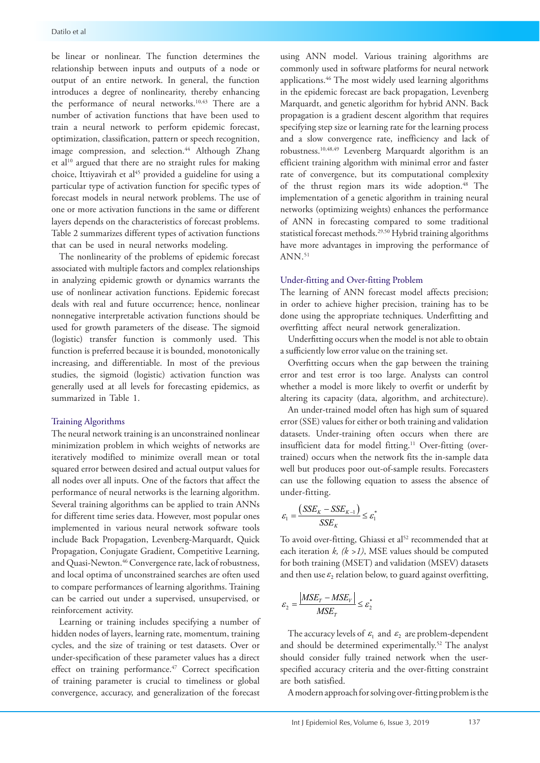be linear or nonlinear. The function determines the relationship between inputs and outputs of a node or output of an entire network. In general, the function introduces a degree of nonlinearity, thereby enhancing the performance of neural networks.[10,43] There are a number of activation functions that have been used to train a neural network to perform epidemic forecast, optimization, classification, pattern or speech recognition, image compression, and selection.[44] Although Zhang et al[10] argued that there are no straight rules for making choice, Ittiyavirah et al[45] provided a guideline for using a particular type of activation function for specific types of forecast models in neural network problems. The use of one or more activation functions in the same or different layers depends on the characteristics of forecast problems. Table 2 summarizes different types of activation functions that can be used in neural networks modeling.

The nonlinearity of the problems of epidemic forecast associated with multiple factors and complex relationships in analyzing epidemic growth or dynamics warrants the use of nonlinear activation functions. Epidemic forecast deals with real and future occurrence; hence, nonlinear nonnegative interpretable activation functions should be used for growth parameters of the disease. The sigmoid (logistic) transfer function is commonly used. This function is preferred because it is bounded, monotonically increasing, and differentiable. In most of the previous studies, the sigmoid (logistic) activation function was generally used at all levels for forecasting epidemics, as summarized in Table 1.

## Training Algorithms

The neural network training is an unconstrained nonlinear minimization problem in which weights of networks are iteratively modified to minimize overall mean or total squared error between desired and actual output values for all nodes over all inputs. One of the factors that affect the performance of neural networks is the learning algorithm. Several training algorithms can be applied to train ANNs for different time series data. However, most popular ones implemented in various neural network software tools include Back Propagation, Levenberg-Marquardt, Quick Propagation, Conjugate Gradient, Competitive Learning, and Quasi-Newton.[46] Convergence rate, lack of robustness, and local optima of unconstrained searches are often used to compare performances of learning algorithms. Training can be carried out under a supervised, unsupervised, or reinforcement activity.

Learning or training includes specifying a number of hidden nodes of layers, learning rate, momentum, training cycles, and the size of training or test datasets. Over or under-specification of these parameter values has a direct effect on training performance.[47] Correct specification of training parameter is crucial to timeliness or global convergence, accuracy, and generalization of the forecast using ANN model. Various training algorithms are commonly used in software platforms for neural network applications.[46] The most widely used learning algorithms in the epidemic forecast are back propagation, Levenberg Marquardt, and genetic algorithm for hybrid ANN. Back propagation is a gradient descent algorithm that requires specifying step size or learning rate for the learning process and a slow convergence rate, inefficiency and lack of robustness.[10,48,49] Levenberg Marquardt algorithm is an efficient training algorithm with minimal error and faster rate of convergence, but its computational complexity of the thrust region mars its wide adoption.[48] The implementation of a genetic algorithm in training neural networks (optimizing weights) enhances the performance of ANN in forecasting compared to some traditional statistical forecast methods.[29,50] Hybrid training algorithms have more advantages in improving the performance of ANN.[51]

## Under-fitting and Over-fitting Problem

The learning of ANN forecast model affects precision; in order to achieve higher precision, training has to be done using the appropriate techniques. Underfitting and overfitting affect neural network generalization.

Underfitting occurs when the model is not able to obtain a sufficiently low error value on the training set.

Overfitting occurs when the gap between the training error and test error is too large. Analysts can control whether a model is more likely to overfit or underfit by altering its capacity (data, algorithm, and architecture).

An under-trained model often has high sum of squared error (SSE) values for either or both training and validation datasets. Under-training often occurs when there are insufficient data for model fitting.[11] Over-fitting (over-trained) occurs when the network fits the in-sample data well but produces poor out-of-sample results. Forecasters can use the following equation to assess the absence of under-fitting.

$$\varepsilon_1 = \frac{\left(SSE_K - SSE_{K-1}\right)}{SSE_K} \le \varepsilon_1^*$$

To avoid over-fitting, Ghiassi et al[52] recommended that at each iteration *k, (k >1)*, MSE values should be computed for both training (MSET) and validation (MSEV) datasets and then use $\varepsilon_2$ relation below, to guard against overfitting,

$$\varepsilon_2 = \frac{\left|MSE_T - MSE_V\right|}{MSE_T} \le \varepsilon_2^*$$

The accuracy levels of $\varepsilon_1$ and $\varepsilon_2$ are problem-dependent and should be determined experimentally.[52] The analyst should consider fully trained network when the user-specified accuracy criteria and the over-fitting constraint are both satisfied.

A modern approach for solving over-fitting problem is the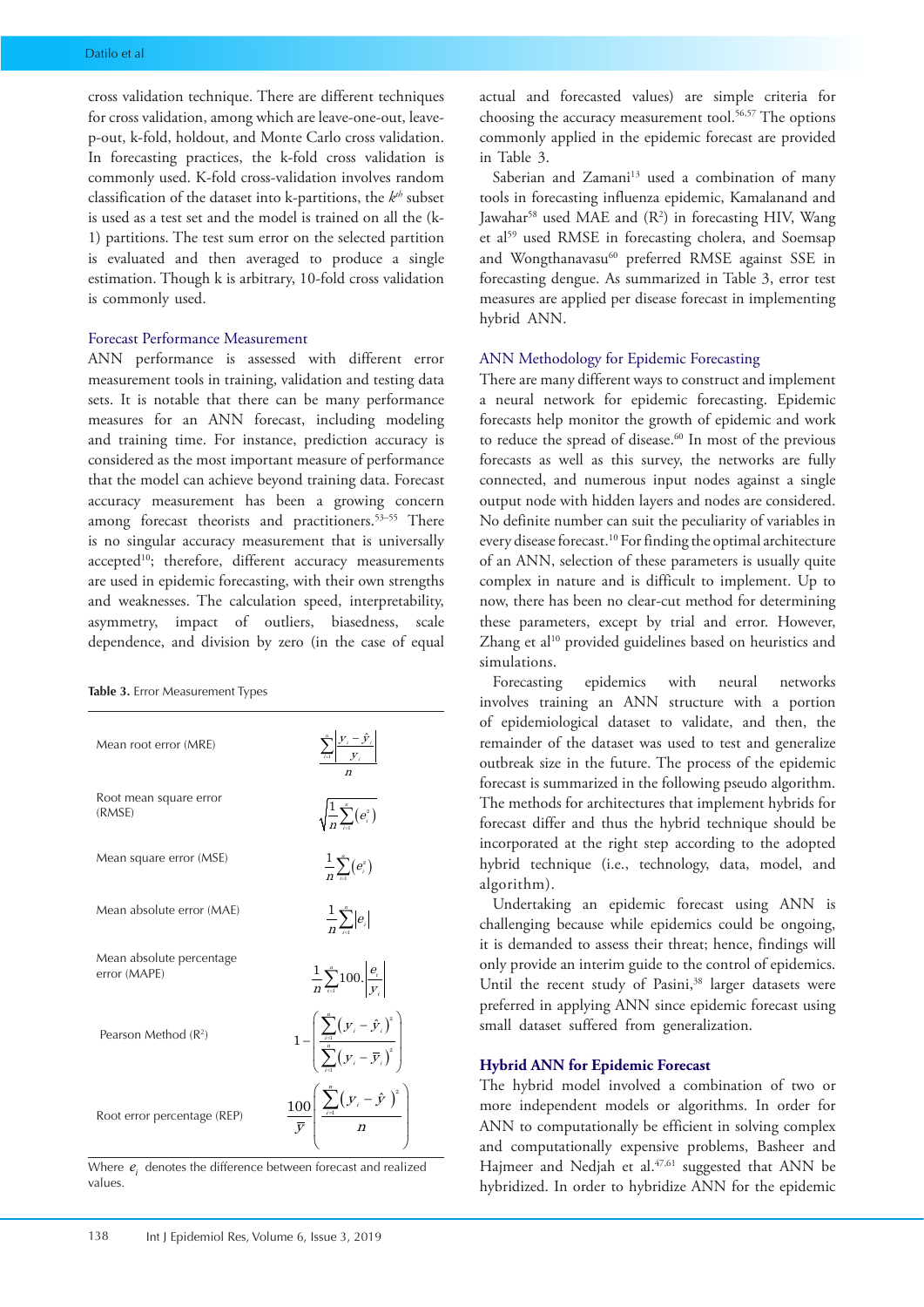cross validation technique. There are different techniques for cross validation, among which are leave-one-out, leave-p-out, k-fold, holdout, and Monte Carlo cross validation. In forecasting practices, the k-fold cross validation is commonly used. K-fold cross-validation involves random classification of the dataset into k-partitions, the $k^{th}$ subset is used as a test set and the model is trained on all the (k-1) partitions. The test sum error on the selected partition is evaluated and then averaged to produce a single estimation. Though k is arbitrary, 10-fold cross validation is commonly used.

### Forecast Performance Measurement

ANN performance is assessed with different error measurement tools in training, validation and testing data sets. It is notable that there can be many performance measures for an ANN forecast, including modeling and training time. For instance, prediction accuracy is considered as the most important measure of performance that the model can achieve beyond training data. Forecast accuracy measurement has been a growing concern among forecast theorists and practitioners.[53–55] There is no singular accuracy measurement that is universally accepted[10]; therefore, different accuracy measurements are used in epidemic forecasting, with their own strengths and weaknesses. The calculation speed, interpretability, asymmetry, impact of outliers, biasedness, scale dependence, and division by zero (in the case of equal actual and forecasted values) are simple criteria for choosing the accuracy measurement tool.[56,57] The options commonly applied in the epidemic forecast are provided in Table 3.

**Table 3.** Error Measurement Types

| | |
|---|---|
| Mean root error (MRE) | $\dfrac{\sum_{i=1}^{n}\left\lvert \dfrac{y_i - \hat{y}_i}{y_i} \right\rvert}{n}$ |
| Root mean square error (RMSE) | $\sqrt{\dfrac{1}{n}\sum_{i=1}^{n}(e_i^2)}$ |
| Mean square error (MSE) | $\dfrac{1}{n}\sum_{i=1}^{n}(e_i^2)$ |
| Mean absolute error (MAE) | $\dfrac{1}{n}\sum_{i=1}^{n}\lvert e_i \rvert$ |
| Mean absolute percentage error (MAPE) | $\dfrac{1}{n}\sum_{i=1}^{n}100.\left\lvert \dfrac{e_i}{y_i} \right\rvert$ |
| Pearson Method ($R^2$) | $1-\left(\dfrac{\sum_{i=1}^{n}(y_i-\hat{y}_i)^2}{\sum_{i=1}^{n}(y_i-\bar{y}_i)^2}\right)$ |
| Root error percentage (REP) | $\dfrac{100}{\bar{y}}\left(\dfrac{\sum_{i=1}^{n}(y_i-\hat{y})^2}{n}\right)$ |

Where $e_i$ denotes the difference between forecast and realized values.

Saberian and Zamani[13] used a combination of many tools in forecasting influenza epidemic, Kamalanand and Jawahar[58] used MAE and ($R^2$) in forecasting HIV, Wang et al[59] used RMSE in forecasting cholera, and Soemsap and Wongthanavasu[60] preferred RMSE against SSE in forecasting dengue. As summarized in Table 3, error test measures are applied per disease forecast in implementing hybrid ANN.

### ANN Methodology for Epidemic Forecasting

There are many different ways to construct and implement a neural network for epidemic forecasting. Epidemic forecasts help monitor the growth of epidemic and work to reduce the spread of disease.[60] In most of the previous forecasts as well as this survey, the networks are fully connected, and numerous input nodes against a single output node with hidden layers and nodes are considered. No definite number can suit the peculiarity of variables in every disease forecast.[10] For finding the optimal architecture of an ANN, selection of these parameters is usually quite complex in nature and is difficult to implement. Up to now, there has been no clear-cut method for determining these parameters, except by trial and error. However, Zhang et al[10] provided guidelines based on heuristics and simulations.

Forecasting epidemics with neural networks involves training an ANN structure with a portion of epidemiological dataset to validate, and then, the remainder of the dataset was used to test and generalize outbreak size in the future. The process of the epidemic forecast is summarized in the following pseudo algorithm. The methods for architectures that implement hybrids for forecast differ and thus the hybrid technique should be incorporated at the right step according to the adopted hybrid technique (i.e., technology, data, model, and algorithm).

Undertaking an epidemic forecast using ANN is challenging because while epidemics could be ongoing, it is demanded to assess their threat; hence, findings will only provide an interim guide to the control of epidemics. Until the recent study of Pasini,[38] larger datasets were preferred in applying ANN since epidemic forecast using small dataset suffered from generalization.

## Hybrid ANN for Epidemic Forecast

The hybrid model involved a combination of two or more independent models or algorithms. In order for ANN to computationally be efficient in solving complex and computationally expensive problems, Basheer and Hajmeer and Nedjah et al.[47,61] suggested that ANN be hybridized. In order to hybridize ANN for the epidemic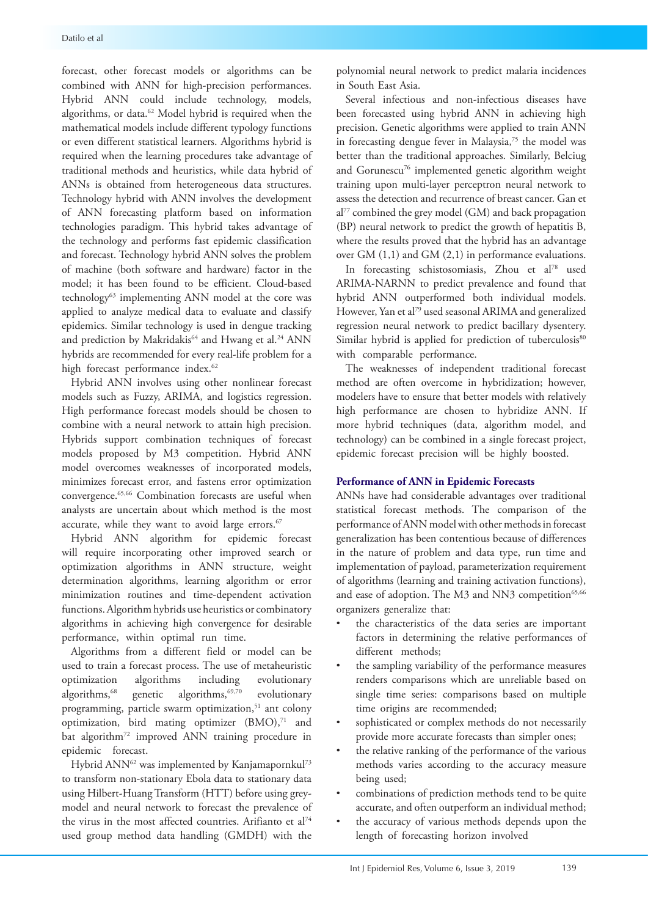forecast, other forecast models or algorithms can be combined with ANN for high-precision performances. Hybrid ANN could include technology, models, algorithms, or data.[62] Model hybrid is required when the mathematical models include different typology functions or even different statistical learners. Algorithms hybrid is required when the learning procedures take advantage of traditional methods and heuristics, while data hybrid of ANNs is obtained from heterogeneous data structures. Technology hybrid with ANN involves the development of ANN forecasting platform based on information technologies paradigm. This hybrid takes advantage of the technology and performs fast epidemic classification and forecast. Technology hybrid ANN solves the problem of machine (both software and hardware) factor in the model; it has been found to be efficient. Cloud-based technology[63] implementing ANN model at the core was applied to analyze medical data to evaluate and classify epidemics. Similar technology is used in dengue tracking and prediction by Makridakis[64] and Hwang et al.[24] ANN hybrids are recommended for every real-life problem for a high forecast performance index.[62]

Hybrid ANN involves using other nonlinear forecast models such as Fuzzy, ARIMA, and logistics regression. High performance forecast models should be chosen to combine with a neural network to attain high precision. Hybrids support combination techniques of forecast models proposed by M3 competition. Hybrid ANN model overcomes weaknesses of incorporated models, minimizes forecast error, and fastens error optimization convergence.[65,66] Combination forecasts are useful when analysts are uncertain about which method is the most accurate, while they want to avoid large errors.[67]

Hybrid ANN algorithm for epidemic forecast will require incorporating other improved search or optimization algorithms in ANN structure, weight determination algorithms, learning algorithm or error minimization routines and time-dependent activation functions. Algorithm hybrids use heuristics or combinatory algorithms in achieving high convergence for desirable performance, within optimal run time.

Algorithms from a different field or model can be used to train a forecast process. The use of metaheuristic optimization algorithms including evolutionary algorithms,[68] genetic algorithms,[69,70] evolutionary programming, particle swarm optimization,[51] ant colony optimization, bird mating optimizer (BMO),[71] and bat algorithm[72] improved ANN training procedure in epidemic forecast.

Hybrid ANN[62] was implemented by Kanjamapornkul[73] to transform non-stationary Ebola data to stationary data using Hilbert-Huang Transform (HTT) before using grey-model and neural network to forecast the prevalence of the virus in the most affected countries. Arifianto et al[74] used group method data handling (GMDH) with the polynomial neural network to predict malaria incidences in South East Asia.

Several infectious and non-infectious diseases have been forecasted using hybrid ANN in achieving high precision. Genetic algorithms were applied to train ANN in forecasting dengue fever in Malaysia,[75] the model was better than the traditional approaches. Similarly, Belciug and Gorunescu[76] implemented genetic algorithm weight training upon multi-layer perceptron neural network to assess the detection and recurrence of breast cancer. Gan et al[77] combined the grey model (GM) and back propagation (BP) neural network to predict the growth of hepatitis B, where the results proved that the hybrid has an advantage over GM (1,1) and GM (2,1) in performance evaluations.

In forecasting schistosomiasis, Zhou et al[78] used ARIMA-NARNN to predict prevalence and found that hybrid ANN outperformed both individual models. However, Yan et al[79] used seasonal ARIMA and generalized regression neural network to predict bacillary dysentery. Similar hybrid is applied for prediction of tuberculosis[80] with comparable performance.

The weaknesses of independent traditional forecast method are often overcome in hybridization; however, modelers have to ensure that better models with relatively high performance are chosen to hybridize ANN. If more hybrid techniques (data, algorithm model, and technology) can be combined in a single forecast project, epidemic forecast precision will be highly boosted.

### Performance of ANN in Epidemic Forecasts

ANNs have had considerable advantages over traditional statistical forecast methods. The comparison of the performance of ANN model with other methods in forecast generalization has been contentious because of differences in the nature of problem and data type, run time and implementation of payload, parameterization requirement of algorithms (learning and training activation functions), and ease of adoption. The M3 and NN3 competition[65,66] organizers generalize that:

- the characteristics of the data series are important factors in determining the relative performances of different methods;
- the sampling variability of the performance measures renders comparisons which are unreliable based on single time series: comparisons based on multiple time origins are recommended;
- sophisticated or complex methods do not necessarily provide more accurate forecasts than simpler ones;
- the relative ranking of the performance of the various methods varies according to the accuracy measure being used;
- combinations of prediction methods tend to be quite accurate, and often outperform an individual method;
- the accuracy of various methods depends upon the length of forecasting horizon involved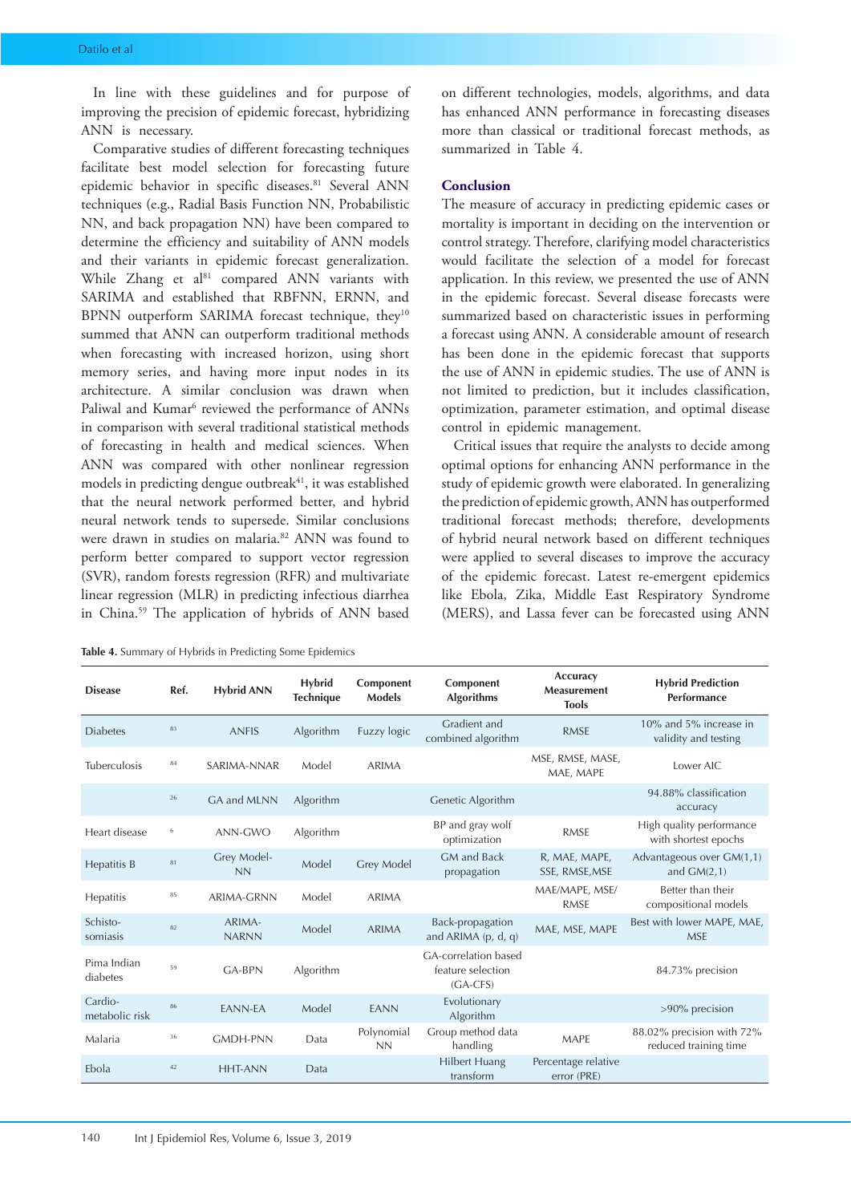In line with these guidelines and for purpose of improving the precision of epidemic forecast, hybridizing ANN is necessary.

Comparative studies of different forecasting techniques facilitate best model selection for forecasting future epidemic behavior in specific diseases.[81] Several ANN techniques (e.g., Radial Basis Function NN, Probabilistic NN, and back propagation NN) have been compared to determine the efficiency and suitability of ANN models and their variants in epidemic forecast generalization. While Zhang et al[81] compared ANN variants with SARIMA and established that RBFNN, ERNN, and BPNN outperform SARIMA forecast technique, they[10] summed that ANN can outperform traditional methods when forecasting with increased horizon, using short memory series, and having more input nodes in its architecture. A similar conclusion was drawn when Paliwal and Kumar[6] reviewed the performance of ANNs in comparison with several traditional statistical methods of forecasting in health and medical sciences. When ANN was compared with other nonlinear regression models in predicting dengue outbreak[41], it was established that the neural network performed better, and hybrid neural network tends to supersede. Similar conclusions were drawn in studies on malaria.[82] ANN was found to perform better compared to support vector regression (SVR), random forests regression (RFR) and multivariate linear regression (MLR) in predicting infectious diarrhea in China.[59] The application of hybrids of ANN based on different technologies, models, algorithms, and data has enhanced ANN performance in forecasting diseases more than classical or traditional forecast methods, as summarized in Table 4.

## Conclusion

The measure of accuracy in predicting epidemic cases or mortality is important in deciding on the intervention or control strategy. Therefore, clarifying model characteristics would facilitate the selection of a model for forecast application. In this review, we presented the use of ANN in the epidemic forecast. Several disease forecasts were summarized based on characteristic issues in performing a forecast using ANN. A considerable amount of research has been done in the epidemic forecast that supports the use of ANN in epidemic studies. The use of ANN is not limited to prediction, but it includes classification, optimization, parameter estimation, and optimal disease control in epidemic management.

Critical issues that require the analysts to decide among optimal options for enhancing ANN performance in the study of epidemic growth were elaborated. In generalizing the prediction of epidemic growth, ANN has outperformed traditional forecast methods; therefore, developments of hybrid neural network based on different techniques were applied to several diseases to improve the accuracy of the epidemic forecast. Latest re-emergent epidemics like Ebola, Zika, Middle East Respiratory Syndrome (MERS), and Lassa fever can be forecasted using ANN

**Table 4.** Summary of Hybrids in Predicting Some Epidemics

| Disease | Ref. | Hybrid ANN | Hybrid Technique | Component Models | Component Algorithms | Accuracy Measurement Tools | Hybrid Prediction Performance |
|---|---|---|---|---|---|---|---|
| Diabetes | 83 | ANFIS | Algorithm | Fuzzy logic | Gradient and combined algorithm | RMSE | 10% and 5% increase in validity and testing |
| Tuberculosis | 84 | SARIMA-NNAR | Model | ARIMA | | MSE, RMSE, MASE, MAE, MAPE | Lower AIC |
| | 26 | GA and MLNN | Algorithm | | Genetic Algorithm | | 94.88% classification accuracy |
| Heart disease | 6 | ANN-GWO | Algorithm | | BP and gray wolf optimization | RMSE | High quality performance with shortest epochs |
| Hepatitis B | 81 | Grey Model-NN | Model | Grey Model | GM and Back propagation | R, MAE, MAPE, SSE, RMSE,MSE | Advantageous over GM(1,1) and GM(2,1) |
| Hepatitis | 85 | ARIMA-GRNN | Model | ARIMA | | MAE/MAPE, MSE/RMSE | Better than their compositional models |
| Schisto-somiasis | 82 | ARIMA-NARNN | Model | ARIMA | Back-propagation and ARIMA (p, d, q) | MAE, MSE, MAPE | Best with lower MAPE, MAE, MSE |
| Pima Indian diabetes | 59 | GA-BPN | Algorithm | | GA-correlation based feature selection (GA-CFS) | | 84.73% precision |
| Cardio-metabolic risk | 86 | EANN-EA | Model | EANN | Evolutionary Algorithm | | >90% precision |
| Malaria | 36 | GMDH-PNN | Data | Polynomial NN | Group method data handling | MAPE | 88.02% precision with 72% reduced training time |
| Ebola | 42 | HHT-ANN | Data | | Hilbert Huang transform | Percentage relative error (PRE) | |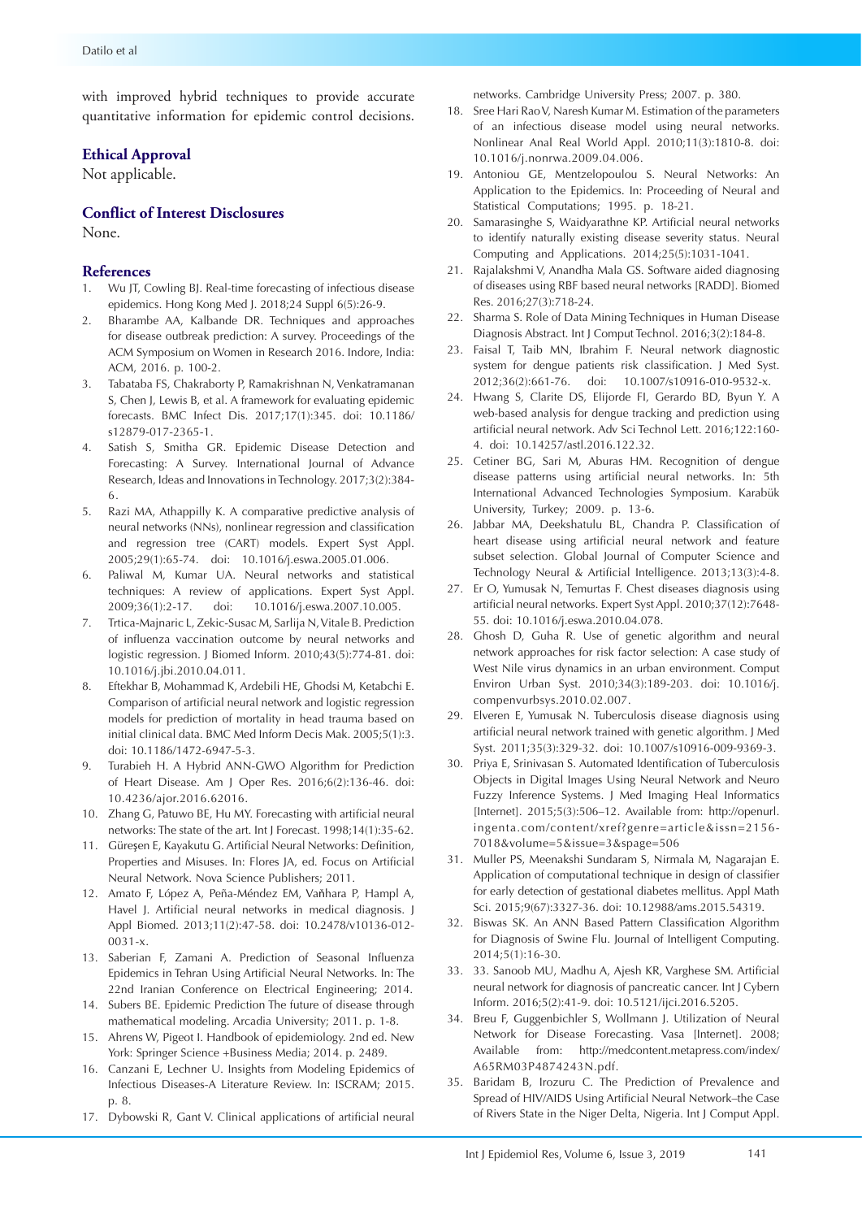with improved hybrid techniques to provide accurate quantitative information for epidemic control decisions.

## Ethical Approval

Not applicable.

## Conflict of Interest Disclosures

None.

## References

1. Wu JT, Cowling BJ. Real-time forecasting of infectious disease epidemics. Hong Kong Med J. 2018;24 Suppl 6(5):26-9.
2. Bharambe AA, Kalbande DR. Techniques and approaches for disease outbreak prediction: A survey. Proceedings of the ACM Symposium on Women in Research 2016. Indore, India: ACM, 2016. p. 100-2.
3. Tabataba FS, Chakraborty P, Ramakrishnan N, Venkatramanan S, Chen J, Lewis B, et al. A framework for evaluating epidemic forecasts. BMC Infect Dis. 2017;17(1):345. doi: 10.1186/s12879-017-2365-1.
4. Satish S, Smitha GR. Epidemic Disease Detection and Forecasting: A Survey. International Journal of Advance Research, Ideas and Innovations in Technology. 2017;3(2):384-6.
5. Razi MA, Athappilly K. A comparative predictive analysis of neural networks (NNs), nonlinear regression and classification and regression tree (CART) models. Expert Syst Appl. 2005;29(1):65-74. doi: 10.1016/j.eswa.2005.01.006.
6. Paliwal M, Kumar UA. Neural networks and statistical techniques: A review of applications. Expert Syst Appl. 2009;36(1):2-17. doi: 10.1016/j.eswa.2007.10.005.
7. Trtica-Majnaric L, Zekic-Susac M, Sarlija N, Vitale B. Prediction of influenza vaccination outcome by neural networks and logistic regression. J Biomed Inform. 2010;43(5):774-81. doi: 10.1016/j.jbi.2010.04.011.
8. Eftekhar B, Mohammad K, Ardebili HE, Ghodsi M, Ketabchi E. Comparison of artificial neural network and logistic regression models for prediction of mortality in head trauma based on initial clinical data. BMC Med Inform Decis Mak. 2005;5(1):3. doi: 10.1186/1472-6947-5-3.
9. Turabieh H. A Hybrid ANN-GWO Algorithm for Prediction of Heart Disease. Am J Oper Res. 2016;6(2):136-46. doi: 10.4236/ajor.2016.62016.
10. Zhang G, Patuwo BE, Hu MY. Forecasting with artificial neural networks: The state of the art. Int J Forecast. 1998;14(1):35-62.
11. Güreşen E, Kayakutu G. Artificial Neural Networks: Definition, Properties and Misuses. In: Flores JA, ed. Focus on Artificial Neural Network. Nova Science Publishers; 2011.
12. Amato F, López A, Peña-Méndez EM, Vaňhara P, Hampl A, Havel J. Artificial neural networks in medical diagnosis. J Appl Biomed. 2013;11(2):47-58. doi: 10.2478/v10136-012-0031-x.
13. Saberian F, Zamani A. Prediction of Seasonal Influenza Epidemics in Tehran Using Artificial Neural Networks. In: The 22nd Iranian Conference on Electrical Engineering; 2014.
14. Subers BE. Epidemic Prediction The future of disease through mathematical modeling. Arcadia University; 2011. p. 1-8.
15. Ahrens W, Pigeot I. Handbook of epidemiology. 2nd ed. New York: Springer Science +Business Media; 2014. p. 2489.
16. Canzani E, Lechner U. Insights from Modeling Epidemics of Infectious Diseases-A Literature Review. In: ISCRAM; 2015. p. 8.
17. Dybowski R, Gant V. Clinical applications of artificial neural networks. Cambridge University Press; 2007. p. 380.
18. Sree Hari Rao V, Naresh Kumar M. Estimation of the parameters of an infectious disease model using neural networks. Nonlinear Anal Real World Appl. 2010;11(3):1810-8. doi: 10.1016/j.nonrwa.2009.04.006.
19. Antoniou GE, Mentzelopoulou S. Neural Networks: An Application to the Epidemics. In: Proceeding of Neural and Statistical Computations; 1995. p. 18-21.
20. Samarasinghe S, Waidyarathne KP. Artificial neural networks to identify naturally existing disease severity status. Neural Computing and Applications. 2014;25(5):1031-1041.
21. Rajalakshmi V, Anandha Mala GS. Software aided diagnosing of diseases using RBF based neural networks [RADD]. Biomed Res. 2016;27(3):718-24.
22. Sharma S. Role of Data Mining Techniques in Human Disease Diagnosis Abstract. Int J Comput Technol. 2016;3(2):184-8.
23. Faisal T, Taib MN, Ibrahim F. Neural network diagnostic system for dengue patients risk classification. J Med Syst. 2012;36(2):661-76. doi: 10.1007/s10916-010-9532-x.
24. Hwang S, Clarite DS, Elijorde FI, Gerardo BD, Byun Y. A web-based analysis for dengue tracking and prediction using artificial neural network. Adv Sci Technol Lett. 2016;122:160-4. doi: 10.14257/astl.2016.122.32.
25. Cetiner BG, Sari M, Aburas HM. Recognition of dengue disease patterns using artificial neural networks. In: 5th International Advanced Technologies Symposium. Karabük University, Turkey; 2009. p. 13-6.
26. Jabbar MA, Deekshatulu BL, Chandra P. Classification of heart disease using artificial neural network and feature subset selection. Global Journal of Computer Science and Technology Neural & Artificial Intelligence. 2013;13(3):4-8.
27. Er O, Yumusak N, Temurtas F. Chest diseases diagnosis using artificial neural networks. Expert Syst Appl. 2010;37(12):7648-55. doi: 10.1016/j.eswa.2010.04.078.
28. Ghosh D, Guha R. Use of genetic algorithm and neural network approaches for risk factor selection: A case study of West Nile virus dynamics in an urban environment. Comput Environ Urban Syst. 2010;34(3):189-203. doi: 10.1016/j.compenvurbsys.2010.02.007.
29. Elveren E, Yumusak N. Tuberculosis disease diagnosis using artificial neural network trained with genetic algorithm. J Med Syst. 2011;35(3):329-32. doi: 10.1007/s10916-009-9369-3.
30. Priya E, Srinivasan S. Automated Identification of Tuberculosis Objects in Digital Images Using Neural Network and Neuro Fuzzy Inference Systems. J Med Imaging Heal Informatics [Internet]. 2015;5(3):506–12. Available from: http://openurl.ingenta.com/content/xref?genre=article&issn=2156-7018&volume=5&issue=3&spage=506
31. Muller PS, Meenakshi Sundaram S, Nirmala M, Nagarajan E. Application of computational technique in design of classifier for early detection of gestational diabetes mellitus. Appl Math Sci. 2015;9(67):3327-36. doi: 10.12988/ams.2015.54319.
32. Biswas SK. An ANN Based Pattern Classification Algorithm for Diagnosis of Swine Flu. Journal of Intelligent Computing. 2014;5(1):16-30.
33. 33. Sanoob MU, Madhu A, Ajesh KR, Varghese SM. Artificial neural network for diagnosis of pancreatic cancer. Int J Cybern Inform. 2016;5(2):41-9. doi: 10.5121/ijci.2016.5205.
34. Breu F, Guggenbichler S, Wollmann J. Utilization of Neural Network for Disease Forecasting. Vasa [Internet]. 2008; Available from: http://medcontent.metapress.com/index/A65RM03P4874243N.pdf.
35. Baridam B, Irozuru C. The Prediction of Prevalence and Spread of HIV/AIDS Using Artificial Neural Network–the Case of Rivers State in the Niger Delta, Nigeria. Int J Comput Appl.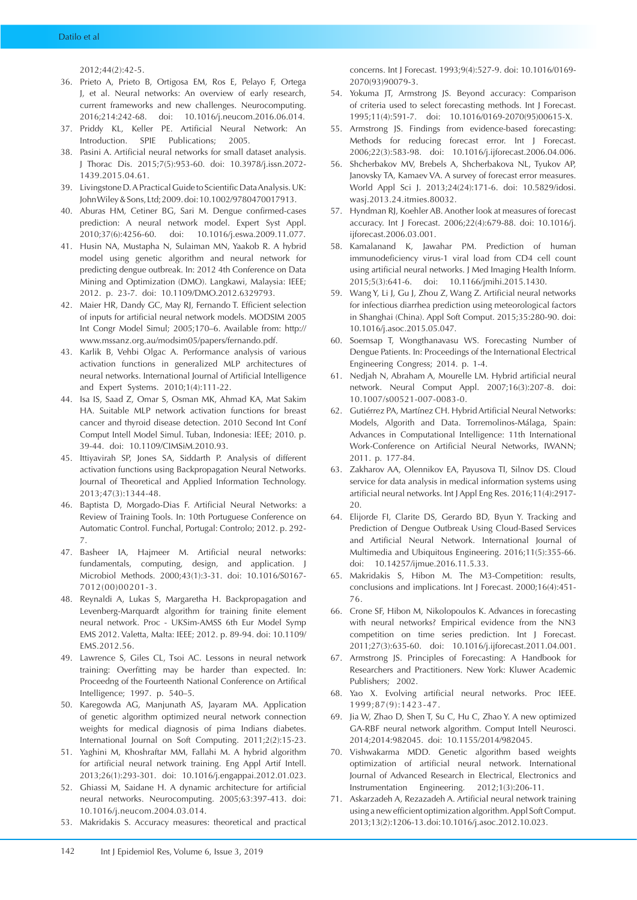2012;44(2):42-5.

36. Prieto A, Prieto B, Ortigosa EM, Ros E, Pelayo F, Ortega J, et al. Neural networks: An overview of early research, current frameworks and new challenges. Neurocomputing. 2016;214:242-68. doi: 10.1016/j.neucom.2016.06.014.
37. Priddy KL, Keller PE. Artificial Neural Network: An Introduction. SPIE Publications; 2005.
38. Pasini A. Artificial neural networks for small dataset analysis. J Thorac Dis. 2015;7(5):953-60. doi: 10.3978/j.issn.2072-1439.2015.04.61.
39. Livingstone D. A Practical Guide to Scientific Data Analysis. UK: John Wiley & Sons, Ltd; 2009. doi: 10.1002/9780470017913.
40. Aburas HM, Cetiner BG, Sari M. Dengue confirmed-cases prediction: A neural network model. Expert Syst Appl. 2010;37(6):4256-60. doi: 10.1016/j.eswa.2009.11.077.
41. Husin NA, Mustapha N, Sulaiman MN, Yaakob R. A hybrid model using genetic algorithm and neural network for predicting dengue outbreak. In: 2012 4th Conference on Data Mining and Optimization (DMO). Langkawi, Malaysia: IEEE; 2012. p. 23-7. doi: 10.1109/DMO.2012.6329793.
42. Maier HR, Dandy GC, May RJ, Fernando T. Efficient selection of inputs for artificial neural network models. MODSIM 2005 Int Congr Model Simul; 2005;170–6. Available from: http://www.mssanz.org.au/modsim05/papers/fernando.pdf.
43. Karlik B, Vehbi Olgac A. Performance analysis of various activation functions in generalized MLP architectures of neural networks. International Journal of Artificial Intelligence and Expert Systems. 2010;1(4):111-22.
44. Isa IS, Saad Z, Omar S, Osman MK, Ahmad KA, Mat Sakim HA. Suitable MLP network activation functions for breast cancer and thyroid disease detection. 2010 Second Int Conf Comput Intell Model Simul. Tuban, Indonesia: IEEE; 2010. p. 39-44. doi: 10.1109/CIMSiM.2010.93.
45. Ittiyavirah SP, Jones SA, Siddarth P. Analysis of different activation functions using Backpropagation Neural Networks. Journal of Theoretical and Applied Information Technology. 2013;47(3):1344-48.
46. Baptista D, Morgado-Dias F. Artificial Neural Networks: a Review of Training Tools. In: 10th Portuguese Conference on Automatic Control. Funchal, Portugal: Controlo; 2012. p. 292-7.
47. Basheer IA, Hajmeer M. Artificial neural networks: fundamentals, computing, design, and application. J Microbiol Methods. 2000;43(1):3-31. doi: 10.1016/S0167-7012(00)00201-3.
48. Reynaldi A, Lukas S, Margaretha H. Backpropagation and Levenberg-Marquardt algorithm for training finite element neural network. Proc - UKSim-AMSS 6th Eur Model Symp EMS 2012. Valetta, Malta: IEEE; 2012. p. 89-94. doi: 10.1109/EMS.2012.56.
49. Lawrence S, Giles CL, Tsoi AC. Lessons in neural network training: Overfitting may be harder than expected. In: Proceedng of the Fourteenth National Conference on Artifical Intelligence; 1997. p. 540–5.
50. Karegowda AG, Manjunath AS, Jayaram MA. Application of genetic algorithm optimized neural network connection weights for medical diagnosis of pima Indians diabetes. International Journal on Soft Computing. 2011;2(2):15-23.
51. Yaghini M, Khoshraftar MM, Fallahi M. A hybrid algorithm for artificial neural network training. Eng Appl Artif Intell. 2013;26(1):293-301. doi: 10.1016/j.engappai.2012.01.023.
52. Ghiassi M, Saidane H. A dynamic architecture for artificial neural networks. Neurocomputing. 2005;63:397-413. doi: 10.1016/j.neucom.2004.03.014.
53. Makridakis S. Accuracy measures: theoretical and practical concerns. Int J Forecast. 1993;9(4):527-9. doi: 10.1016/0169-2070(93)90079-3.
54. Yokuma JT, Armstrong JS. Beyond accuracy: Comparison of criteria used to select forecasting methods. Int J Forecast. 1995;11(4):591-7. doi: 10.1016/0169-2070(95)00615-X.
55. Armstrong JS. Findings from evidence-based forecasting: Methods for reducing forecast error. Int J Forecast. 2006;22(3):583-98. doi: 10.1016/j.ijforecast.2006.04.006.
56. Shcherbakov MV, Brebels A, Shcherbakova NL, Tyukov AP, Janovsky TA, Kamaev VA. A survey of forecast error measures. World Appl Sci J. 2013;24(24):171-6. doi: 10.5829/idosi.wasj.2013.24.itmies.80032.
57. Hyndman RJ, Koehler AB. Another look at measures of forecast accuracy. Int J Forecast. 2006;22(4):679-88. doi: 10.1016/j.ijforecast.2006.03.001.
58. Kamalanand K, Jawahar PM. Prediction of human immunodeficiency virus-1 viral load from CD4 cell count using artificial neural networks. J Med Imaging Health Inform. 2015;5(3):641-6. doi: 10.1166/jmihi.2015.1430.
59. Wang Y, Li J, Gu J, Zhou Z, Wang Z. Artificial neural networks for infectious diarrhea prediction using meteorological factors in Shanghai (China). Appl Soft Comput. 2015;35:280-90. doi: 10.1016/j.asoc.2015.05.047.
60. Soemsap T, Wongthanavasu WS. Forecasting Number of Dengue Patients. In: Proceedings of the International Electrical Engineering Congress; 2014. p. 1-4.
61. Nedjah N, Abraham A, Mourelle LM. Hybrid artificial neural network. Neural Comput Appl. 2007;16(3):207-8. doi: 10.1007/s00521-007-0083-0.
62. Gutiérrez PA, Martínez CH. Hybrid Artificial Neural Networks: Models, Algorith and Data. Torremolinos-Málaga, Spain: Advances in Computational Intelligence: 11th International Work-Conference on Artificial Neural Networks, IWANN; 2011. p. 177-84.
63. Zakharov AA, Olennikov EA, Payusova TI, Silnov DS. Cloud service for data analysis in medical information systems using artificial neural networks. Int J Appl Eng Res. 2016;11(4):2917-20.
64. Elijorde FI, Clarite DS, Gerardo BD, Byun Y. Tracking and Prediction of Dengue Outbreak Using Cloud-Based Services and Artificial Neural Network. International Journal of Multimedia and Ubiquitous Engineering. 2016;11(5):355-66. doi: 10.14257/ijmue.2016.11.5.33.
65. Makridakis S, Hibon M. The M3-Competition: results, conclusions and implications. Int J Forecast. 2000;16(4):451-76.
66. Crone SF, Hibon M, Nikolopoulos K. Advances in forecasting with neural networks? Empirical evidence from the NN3 competition on time series prediction. Int J Forecast. 2011;27(3):635-60. doi: 10.1016/j.ijforecast.2011.04.001.
67. Armstrong JS. Principles of Forecasting: A Handbook for Researchers and Practitioners. New York: Kluwer Academic Publishers; 2002.
68. Yao X. Evolving artificial neural networks. Proc IEEE. 1999;87(9):1423-47.
69. Jia W, Zhao D, Shen T, Su C, Hu C, Zhao Y. A new optimized GA-RBF neural network algorithm. Comput Intell Neurosci. 2014;2014:982045. doi: 10.1155/2014/982045.
70. Vishwakarma MDD. Genetic algorithm based weights optimization of artificial neural network. International Journal of Advanced Research in Electrical, Electronics and Instrumentation Engineering. 2012;1(3):206-11.
71. Askarzadeh A, Rezazadeh A. Artificial neural network training using a new efficient optimization algorithm. Appl Soft Comput. 2013;13(2):1206-13. doi:10.1016/j.asoc.2012.10.023.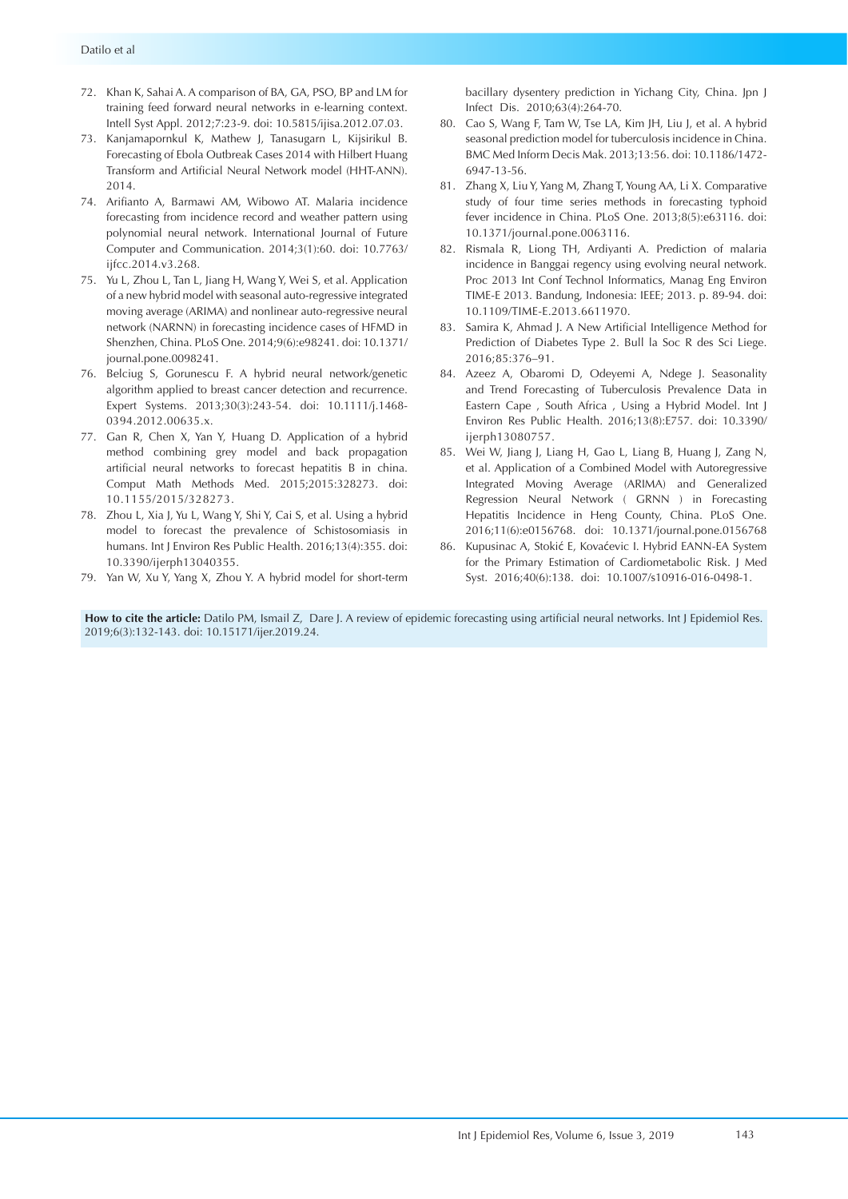72. Khan K, Sahai A. A comparison of BA, GA, PSO, BP and LM for training feed forward neural networks in e-learning context. Intell Syst Appl. 2012;7:23-9. doi: 10.5815/ijisa.2012.07.03.
73. Kanjamapornkul K, Mathew J, Tanasugarn L, Kijsirikul B. Forecasting of Ebola Outbreak Cases 2014 with Hilbert Huang Transform and Artificial Neural Network model (HHT-ANN). 2014.
74. Arifianto A, Barmawi AM, Wibowo AT. Malaria incidence forecasting from incidence record and weather pattern using polynomial neural network. International Journal of Future Computer and Communication. 2014;3(1):60. doi: 10.7763/ijfcc.2014.v3.268.
75. Yu L, Zhou L, Tan L, Jiang H, Wang Y, Wei S, et al. Application of a new hybrid model with seasonal auto-regressive integrated moving average (ARIMA) and nonlinear auto-regressive neural network (NARNN) in forecasting incidence cases of HFMD in Shenzhen, China. PLoS One. 2014;9(6):e98241. doi: 10.1371/journal.pone.0098241.
76. Belciug S, Gorunescu F. A hybrid neural network/genetic algorithm applied to breast cancer detection and recurrence. Expert Systems. 2013;30(3):243-54. doi: 10.1111/j.1468-0394.2012.00635.x.
77. Gan R, Chen X, Yan Y, Huang D. Application of a hybrid method combining grey model and back propagation artificial neural networks to forecast hepatitis B in china. Comput Math Methods Med. 2015;2015:328273. doi: 10.1155/2015/328273.
78. Zhou L, Xia J, Yu L, Wang Y, Shi Y, Cai S, et al. Using a hybrid model to forecast the prevalence of Schistosomiasis in humans. Int J Environ Res Public Health. 2016;13(4):355. doi: 10.3390/ijerph13040355.
79. Yan W, Xu Y, Yang X, Zhou Y. A hybrid model for short-term bacillary dysentery prediction in Yichang City, China. Jpn J Infect Dis. 2010;63(4):264-70.
80. Cao S, Wang F, Tam W, Tse LA, Kim JH, Liu J, et al. A hybrid seasonal prediction model for tuberculosis incidence in China. BMC Med Inform Decis Mak. 2013;13:56. doi: 10.1186/1472-6947-13-56.
81. Zhang X, Liu Y, Yang M, Zhang T, Young AA, Li X. Comparative study of four time series methods in forecasting typhoid fever incidence in China. PLoS One. 2013;8(5):e63116. doi: 10.1371/journal.pone.0063116.
82. Rismala R, Liong TH, Ardiyanti A. Prediction of malaria incidence in Banggai regency using evolving neural network. Proc 2013 Int Conf Technol Informatics, Manag Eng Environ TIME-E 2013. Bandung, Indonesia: IEEE; 2013. p. 89-94. doi: 10.1109/TIME-E.2013.6611970.
83. Samira K, Ahmad J. A New Artificial Intelligence Method for Prediction of Diabetes Type 2. Bull la Soc R des Sci Liege. 2016;85:376–91.
84. Azeez A, Obaromi D, Odeyemi A, Ndege J. Seasonality and Trend Forecasting of Tuberculosis Prevalence Data in Eastern Cape , South Africa , Using a Hybrid Model. Int J Environ Res Public Health. 2016;13(8):E757. doi: 10.3390/ijerph13080757.
85. Wei W, Jiang J, Liang H, Gao L, Liang B, Huang J, Zang N, et al. Application of a Combined Model with Autoregressive Integrated Moving Average (ARIMA) and Generalized Regression Neural Network ( GRNN ) in Forecasting Hepatitis Incidence in Heng County, China. PLoS One. 2016;11(6):e0156768. doi: 10.1371/journal.pone.0156768
86. Kupusinac A, Stokić E, Kovaćevic I. Hybrid EANN-EA System for the Primary Estimation of Cardiometabolic Risk. J Med Syst. 2016;40(6):138. doi: 10.1007/s10916-016-0498-1.

**How to cite the article:** Datilo PM, Ismail Z, Dare J. A review of epidemic forecasting using artificial neural networks. Int J Epidemiol Res. 2019;6(3):132-143. doi: 10.15171/ijer.2019.24.